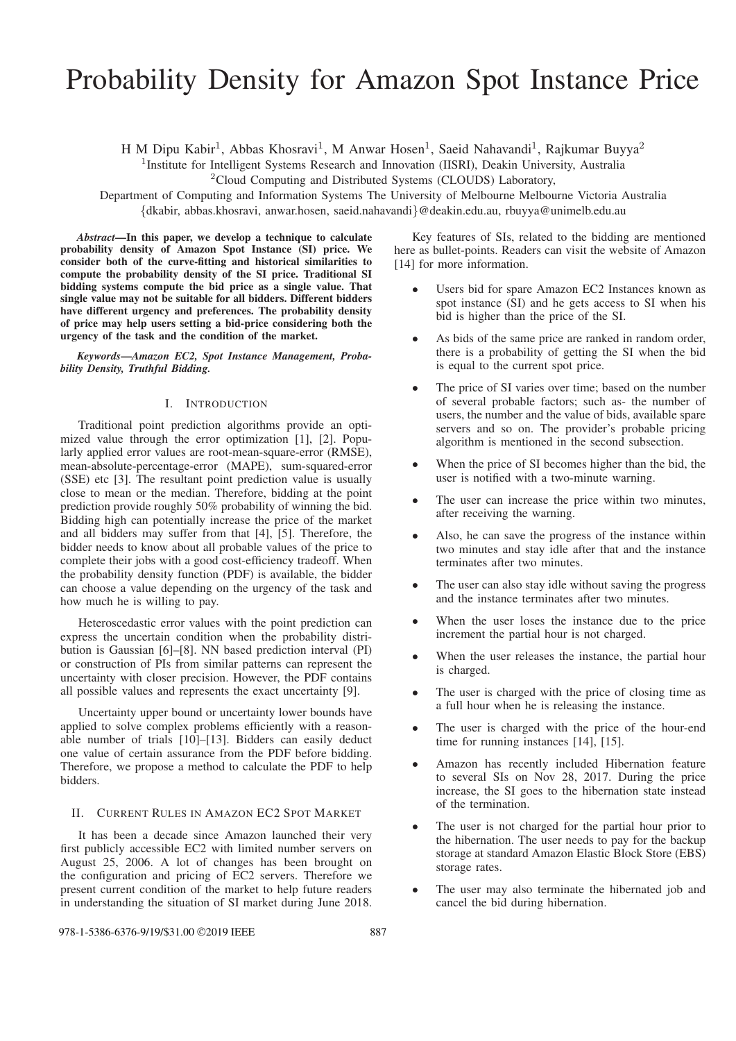# Probability Density for Amazon Spot Instance Price

H M Dipu Kabir[1], Abbas Khosravi[1], M Anwar Hosen[1], Saeid Nahavandi[1], Rajkumar Buyya[2]

[1]Institute for Intelligent Systems Research and Innovation (IISRI), Deakin University, Australia

[2]Cloud Computing and Distributed Systems (CLOUDS) Laboratory,

Department of Computing and Information Systems The University of Melbourne Melbourne Victoria Australia

{dkabir, abbas.khosravi, anwar.hosen, saeid.nahavandi}@deakin.edu.au, rbuyya@unimelb.edu.au

***Abstract*—In this paper, we develop a technique to calculate probability density of Amazon Spot Instance (SI) price. We consider both of the curve-fitting and historical similarities to compute the probability density of the SI price. Traditional SI bidding systems compute the bid price as a single value. That single value may not be suitable for all bidders. Different bidders have different urgency and preferences. The probability density of price may help users setting a bid-price considering both the urgency of the task and the condition of the market.**

***Keywords*—Amazon EC2, Spot Instance Management, Probability Density, Truthful Bidding.**

## I. Introduction

Traditional point prediction algorithms provide an optimized value through the error optimization [1], [2]. Popularly applied error values are root-mean-square-error (RMSE), mean-absolute-percentage-error (MAPE), sum-squared-error (SSE) etc [3]. The resultant point prediction value is usually close to mean or the median. Therefore, bidding at the point prediction provide roughly 50% probability of winning the bid. Bidding high can potentially increase the price of the market and all bidders may suffer from that [4], [5]. Therefore, the bidder needs to know about all probable values of the price to complete their jobs with a good cost-efficiency tradeoff. When the probability density function (PDF) is available, the bidder can choose a value depending on the urgency of the task and how much he is willing to pay.

Heteroscedastic error values with the point prediction can express the uncertain condition when the probability distribution is Gaussian [6]–[8]. NN based prediction interval (PI) or construction of PIs from similar patterns can represent the uncertainty with closer precision. However, the PDF contains all possible values and represents the exact uncertainty [9].

Uncertainty upper bound or uncertainty lower bounds have applied to solve complex problems efficiently with a reasonable number of trials [10]–[13]. Bidders can easily deduct one value of certain assurance from the PDF before bidding. Therefore, we propose a method to calculate the PDF to help bidders.

## II. Current Rules in Amazon EC2 Spot Market

It has been a decade since Amazon launched their very first publicly accessible EC2 with limited number servers on August 25, 2006. A lot of changes has been brought on the configuration and pricing of EC2 servers. Therefore we present current condition of the market to help future readers in understanding the situation of SI market during June 2018.

Key features of SIs, related to the bidding are mentioned here as bullet-points. Readers can visit the website of Amazon [14] for more information.

- Users bid for spare Amazon EC2 Instances known as spot instance (SI) and he gets access to SI when his bid is higher than the price of the SI.
- As bids of the same price are ranked in random order, there is a probability of getting the SI when the bid is equal to the current spot price.
- The price of SI varies over time; based on the number of several probable factors; such as- the number of users, the number and the value of bids, available spare servers and so on. The provider's probable pricing algorithm is mentioned in the second subsection.
- When the price of SI becomes higher than the bid, the user is notified with a two-minute warning.
- The user can increase the price within two minutes, after receiving the warning.
- Also, he can save the progress of the instance within two minutes and stay idle after that and the instance terminates after two minutes.
- The user can also stay idle without saving the progress and the instance terminates after two minutes.
- When the user loses the instance due to the price increment the partial hour is not charged.
- When the user releases the instance, the partial hour is charged.
- The user is charged with the price of closing time as a full hour when he is releasing the instance.
- The user is charged with the price of the hour-end time for running instances [14], [15].
- Amazon has recently included Hibernation feature to several SIs on Nov 28, 2017. During the price increase, the SI goes to the hibernation state instead of the termination.
- The user is not charged for the partial hour prior to the hibernation. The user needs to pay for the backup storage at standard Amazon Elastic Block Store (EBS) storage rates.
- The user may also terminate the hibernated job and cancel the bid during hibernation.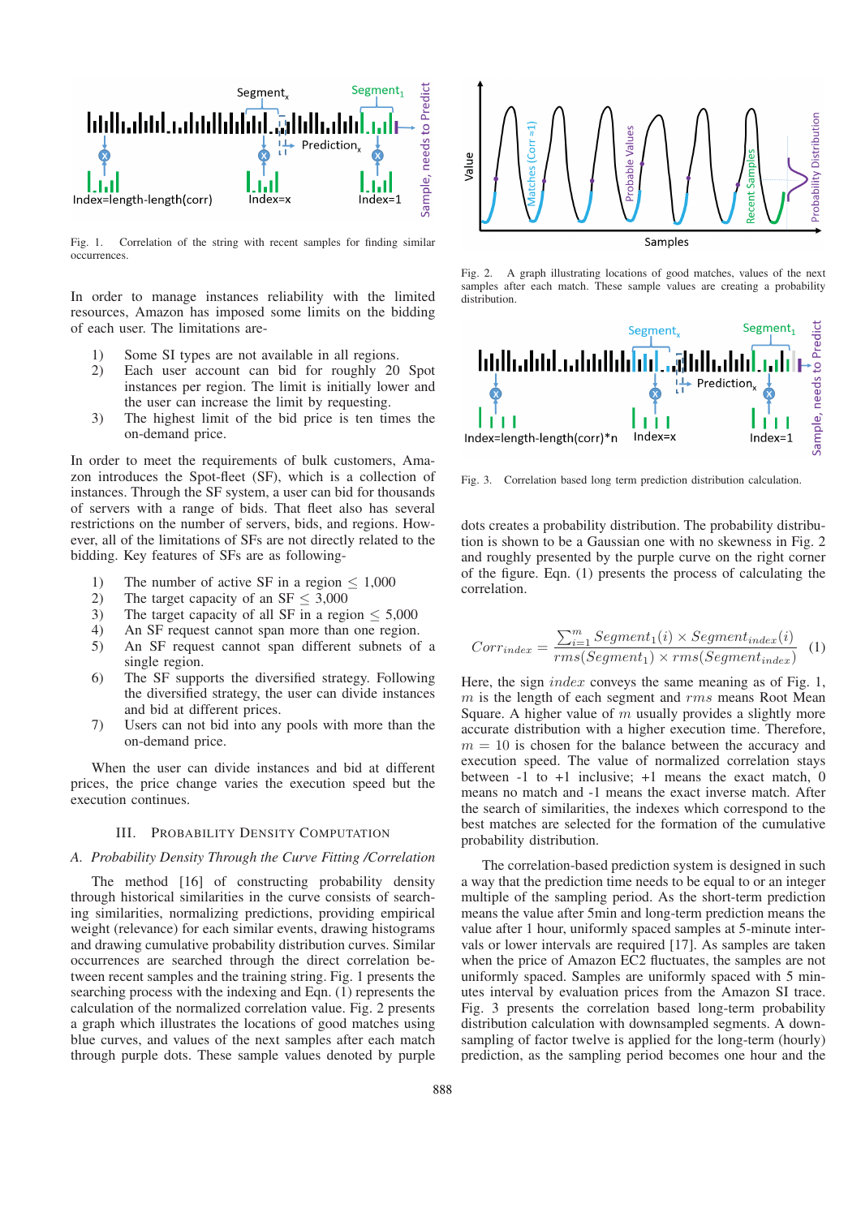Fig. 1. Correlation of the string with recent samples for finding similar occurrences.

In order to manage instances reliability with the limited resources, Amazon has imposed some limits on the bidding of each user. The limitations are-

1) Some SI types are not available in all regions.
2) Each user account can bid for roughly 20 Spot instances per region. The limit is initially lower and the user can increase the limit by requesting.
3) The highest limit of the bid price is ten times the on-demand price.

In order to meet the requirements of bulk customers, Amazon introduces the Spot-fleet (SF), which is a collection of instances. Through the SF system, a user can bid for thousands of servers with a range of bids. That fleet also has several restrictions on the number of servers, bids, and regions. However, all of the limitations of SFs are not directly related to the bidding. Key features of SFs are as following-

1) The number of active SF in a region $\leq$ 1,000
2) The target capacity of an SF $\leq$ 3,000
3) The target capacity of all SF in a region $\leq$ 5,000
4) An SF request cannot span more than one region.
5) An SF request cannot span different subnets of a single region.
6) The SF supports the diversified strategy. Following the diversified strategy, the user can divide instances and bid at different prices.
7) Users can not bid into any pools with more than the on-demand price.

When the user can divide instances and bid at different prices, the price change varies the execution speed but the execution continues.

## III. Probability Density Computation

### A. Probability Density Through the Curve Fitting /Correlation

The method [16] of constructing probability density through historical similarities in the curve consists of searching similarities, normalizing predictions, providing empirical weight (relevance) for each similar events, drawing histograms and drawing cumulative probability distribution curves. Similar occurrences are searched through the direct correlation between recent samples and the training string. Fig. 1 presents the searching process with the indexing and Eqn. (1) represents the calculation of the normalized correlation value. Fig. 2 presents a graph which illustrates the locations of good matches using blue curves, and values of the next samples after each match through purple dots. These sample values denoted by purple dots creates a probability distribution. The probability distribution is shown to be a Gaussian one with no skewness in Fig. 2 and roughly presented by the purple curve on the right corner of the figure. Eqn. (1) presents the process of calculating the correlation.

Fig. 2. A graph illustrating locations of good matches, values of the next samples after each match. These sample values are creating a probability distribution.

Fig. 3. Correlation based long term prediction distribution calculation.

$$Corr_{index} = \frac{\sum_{i=1}^{m} Segment_1(i) \times Segment_{index}(i)}{rms(Segment_1) \times rms(Segment_{index})} \quad (1)$$

Here, the sign $index$ conveys the same meaning as of Fig. 1, $m$ is the length of each segment and $rms$ means Root Mean Square. A higher value of $m$ usually provides a slightly more accurate distribution with a higher execution time. Therefore, $m = 10$ is chosen for the balance between the accuracy and execution speed. The value of normalized correlation stays between -1 to +1 inclusive; +1 means the exact match, 0 means no match and -1 means the exact inverse match. After the search of similarities, the indexes which correspond to the best matches are selected for the formation of the cumulative probability distribution.

The correlation-based prediction system is designed in such a way that the prediction time needs to be equal to or an integer multiple of the sampling period. As the short-term prediction means the value after 5min and long-term prediction means the value after 1 hour, uniformly spaced samples at 5-minute intervals or lower intervals are required [17]. As samples are taken when the price of Amazon EC2 fluctuates, the samples are not uniformly spaced. Samples are uniformly spaced with 5 minutes interval by evaluation prices from the Amazon SI trace. Fig. 3 presents the correlation based long-term probability distribution calculation with downsampled segments. A down-sampling of factor twelve is applied for the long-term (hourly) prediction, as the sampling period becomes one hour and the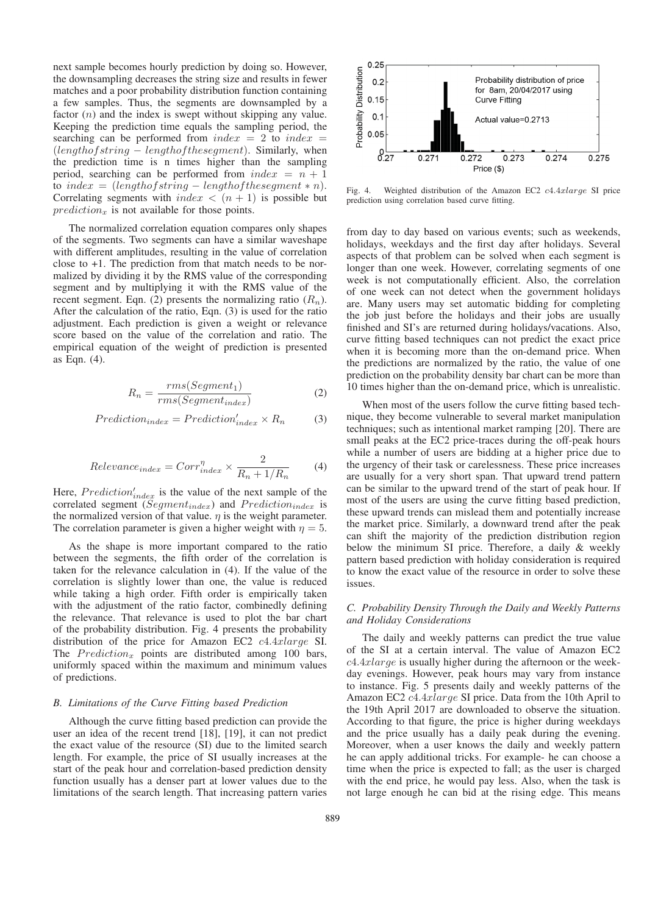next sample becomes hourly prediction by doing so. However, the downsampling decreases the string size and results in fewer matches and a poor probability distribution function containing a few samples. Thus, the segments are downsampled by a factor ($n$) and the index is swept without skipping any value. Keeping the prediction time equals the sampling period, the searching can be performed from $index = 2$ to $index = (length of string - length of the segment)$. Similarly, when the prediction time is n times higher than the sampling period, searching can be performed from $index = n + 1$ to $index = (length of string - length of the segment * n)$. Correlating segments with $index < (n + 1)$ is possible but $prediction_x$ is not available for those points.

The normalized correlation equation compares only shapes of the segments. Two segments can have a similar waveshape with different amplitudes, resulting in the value of correlation close to +1. The prediction from that match needs to be normalized by dividing it by the RMS value of the corresponding segment and by multiplying it with the RMS value of the recent segment. Eqn. (2) presents the normalizing ratio ($R_n$). After the calculation of the ratio, Eqn. (3) is used for the ratio adjustment. Each prediction is given a weight or relevance score based on the value of the correlation and ratio. The empirical equation of the weight of prediction is presented as Eqn. (4).

$$R_n = \frac{rms(Segment_1)}{rms(Segment_{index})} \tag{2}$$

$$Prediction_{index} = Prediction'_{index} \times R_n \tag{3}$$

$$Relevance_{index} = Corr^{\eta}_{index} \times \frac{2}{R_n + 1/R_n} \tag{4}$$

Here, $Prediction'_{index}$ is the value of the next sample of the correlated segment ($Segment_{index}$) and $Prediction_{index}$ is the normalized version of that value. $\eta$ is the weight parameter. The correlation parameter is given a higher weight with $\eta = 5$.

As the shape is more important compared to the ratio between the segments, the fifth order of the correlation is taken for the relevance calculation in (4). If the value of the correlation is slightly lower than one, the value is reduced while taking a high order. Fifth order is empirically taken with the adjustment of the ratio factor, combinedly defining the relevance. That relevance is used to plot the bar chart of the probability distribution. Fig. 4 presents the probability distribution of the price for Amazon EC2 $c4.4xlarge$ SI. The $Prediction_x$ points are distributed among 100 bars, uniformly spaced within the maximum and minimum values of predictions.

### B. Limitations of the Curve Fitting based Prediction

Although the curve fitting based prediction can provide the user an idea of the recent trend [18], [19], it can not predict the exact value of the resource (SI) due to the limited search length. For example, the price of SI usually increases at the start of the peak hour and correlation-based prediction density function usually has a denser part at lower values due to the limitations of the search length. That increasing pattern varies from day to day based on various events; such as weekends, holidays, weekdays and the first day after holidays. Several aspects of that problem can be solved when each segment is longer than one week. However, correlating segments of one week is not computationally efficient. Also, the correlation of one week can not detect when the government holidays are. Many users may set automatic bidding for completing the job just before the holidays and their jobs are usually finished and SI's are returned during holidays/vacations. Also, curve fitting based techniques can not predict the exact price when it is becoming more than the on-demand price. When the predictions are normalized by the ratio, the value of one prediction on the probability density bar chart can be more than 10 times higher than the on-demand price, which is unrealistic.

Fig. 4. Weighted distribution of the Amazon EC2 $c4.4xlarge$ SI price prediction using correlation based curve fitting.

When most of the users follow the curve fitting based technique, they become vulnerable to several market manipulation techniques; such as intentional market ramping [20]. There are small peaks at the EC2 price-traces during the off-peak hours while a number of users are bidding at a higher price due to the urgency of their task or carelessness. These price increases are usually for a very short span. That upward trend pattern can be similar to the upward trend of the start of peak hour. If most of the users are using the curve fitting based prediction, these upward trends can mislead them and potentially increase the market price. Similarly, a downward trend after the peak can shift the majority of the prediction distribution region below the minimum SI price. Therefore, a daily & weekly pattern based prediction with holiday consideration is required to know the exact value of the resource in order to solve these issues.

### C. Probability Density Through the Daily and Weekly Patterns and Holiday Considerations

The daily and weekly patterns can predict the true value of the SI at a certain interval. The value of Amazon EC2 $c4.4xlarge$ is usually higher during the afternoon or the weekday evenings. However, peak hours may vary from instance to instance. Fig. 5 presents daily and weekly patterns of the Amazon EC2 $c4.4xlarge$ SI price. Data from the 10th April to the 19th April 2017 are downloaded to observe the situation. According to that figure, the price is higher during weekdays and the price usually has a daily peak during the evening. Moreover, when a user knows the daily and weekly pattern he can apply additional tricks. For example- he can choose a time when the price is expected to fall; as the user is charged with the end price, he would pay less. Also, when the task is not large enough he can bid at the rising edge. This means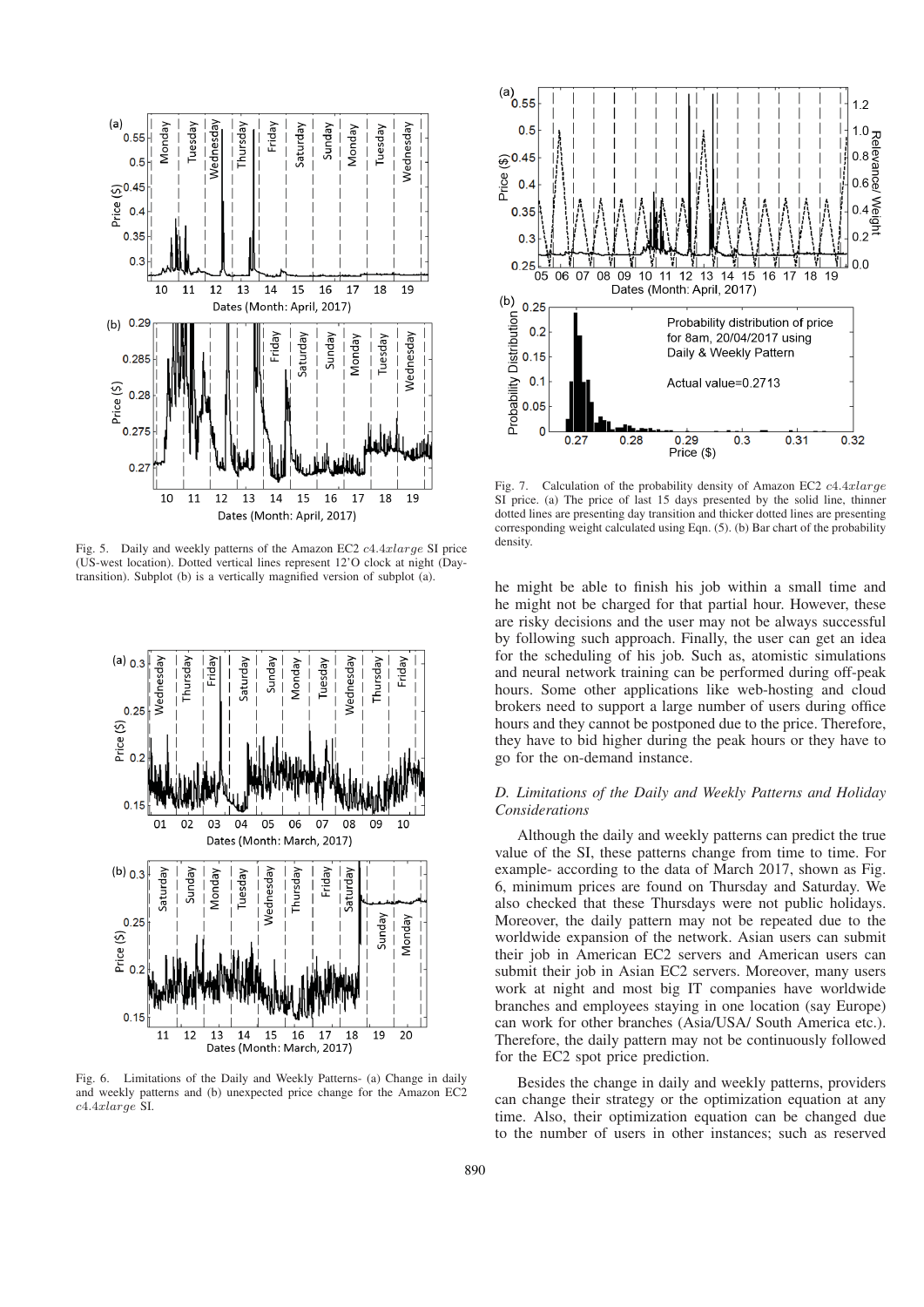Fig. 5. Daily and weekly patterns of the Amazon EC2 $c4.4xlarge$ SI price (US-west location). Dotted vertical lines represent 12'O clock at night (Day-transition). Subplot (b) is a vertically magnified version of subplot (a).

Fig. 6. Limitations of the Daily and Weekly Patterns- (a) Change in daily and weekly patterns and (b) unexpected price change for the Amazon EC2 $c4.4xlarge$ SI.

Fig. 7. Calculation of the probability density of Amazon EC2 $c4.4xlarge$ SI price. (a) The price of last 15 days presented by the solid line, thinner dotted lines are presenting day transition and thicker dotted lines are presenting corresponding weight calculated using Eqn. (5). (b) Bar chart of the probability density.

he might be able to finish his job within a small time and he might not be charged for that partial hour. However, these are risky decisions and the user may not be always successful by following such approach. Finally, the user can get an idea for the scheduling of his job. Such as, atomistic simulations and neural network training can be performed during off-peak hours. Some other applications like web-hosting and cloud brokers need to support a large number of users during office hours and they cannot be postponed due to the price. Therefore, they have to bid higher during the peak hours or they have to go for the on-demand instance.

### *D. Limitations of the Daily and Weekly Patterns and Holiday Considerations*

Although the daily and weekly patterns can predict the true value of the SI, these patterns change from time to time. For example- according to the data of March 2017, shown as Fig. 6, minimum prices are found on Thursday and Saturday. We also checked that these Thursdays were not public holidays. Moreover, the daily pattern may not be repeated due to the worldwide expansion of the network. Asian users can submit their job in American EC2 servers and American users can submit their job in Asian EC2 servers. Moreover, many users work at night and most big IT companies have worldwide branches and employees staying in one location (say Europe) can work for other branches (Asia/USA/ South America etc.). Therefore, the daily pattern may not be continuously followed for the EC2 spot price prediction.

Besides the change in daily and weekly patterns, providers can change their strategy or the optimization equation at any time. Also, their optimization equation can be changed due to the number of users in other instances; such as reserved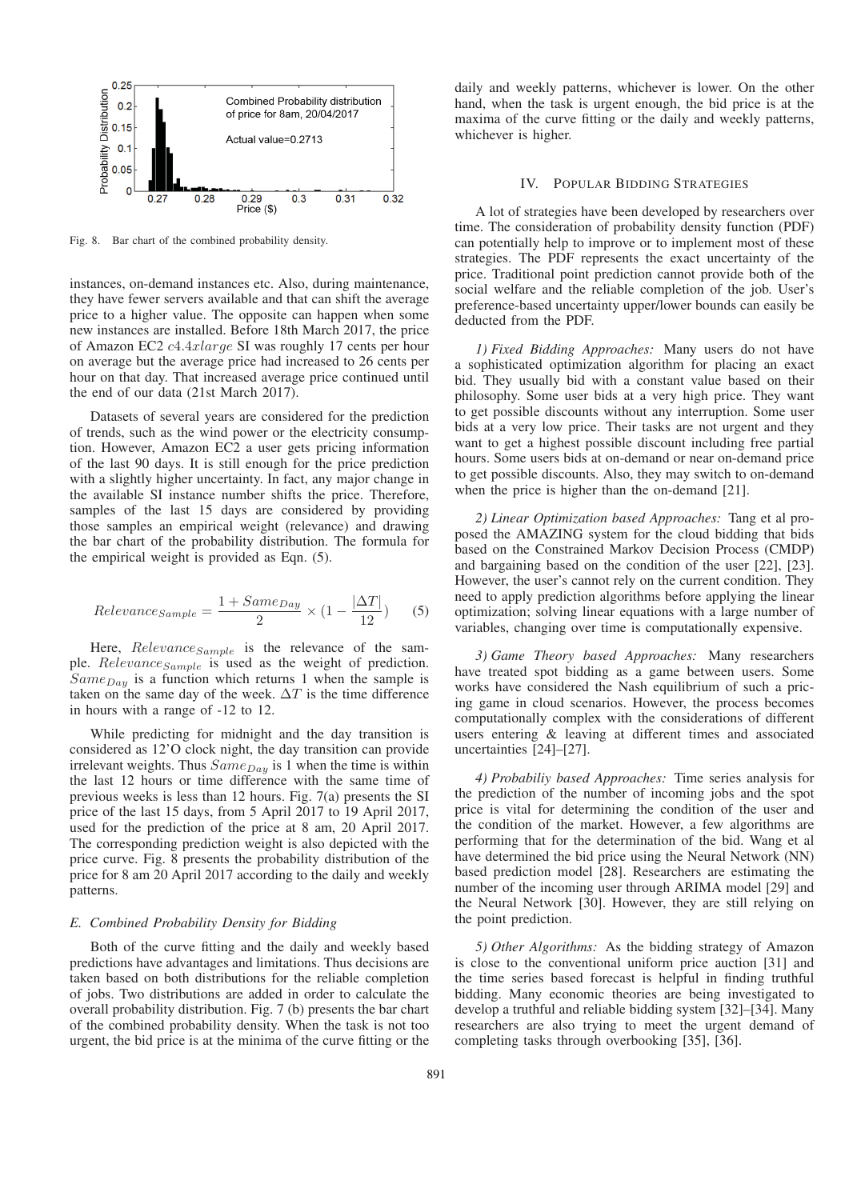Fig. 8. Bar chart of the combined probability density.

instances, on-demand instances etc. Also, during maintenance, they have fewer servers available and that can shift the average price to a higher value. The opposite can happen when some new instances are installed. Before 18th March 2017, the price of Amazon EC2 *c4.4xlarge* SI was roughly 17 cents per hour on average but the average price had increased to 26 cents per hour on that day. That increased average price continued until the end of our data (21st March 2017).

Datasets of several years are considered for the prediction of trends, such as the wind power or the electricity consumption. However, Amazon EC2 a user gets pricing information of the last 90 days. It is still enough for the price prediction with a slightly higher uncertainty. In fact, any major change in the available SI instance number shifts the price. Therefore, samples of the last 15 days are considered by providing those samples an empirical weight (relevance) and drawing the bar chart of the probability distribution. The formula for the empirical weight is provided as Eqn. (5).

$$Relevance_{Sample} = \frac{1 + Same_{Day}}{2} \times \left(1 - \frac{|\Delta T|}{12}\right) \quad (5)$$

Here, $Relevance_{Sample}$ is the relevance of the sample. $Relevance_{Sample}$ is used as the weight of prediction. $Same_{Day}$ is a function which returns 1 when the sample is taken on the same day of the week. $\Delta T$ is the time difference in hours with a range of -12 to 12.

While predicting for midnight and the day transition is considered as 12'O clock night, the day transition can provide irrelevant weights. Thus $Same_{Day}$ is 1 when the time is within the last 12 hours or time difference with the same time of previous weeks is less than 12 hours. Fig. 7(a) presents the SI price of the last 15 days, from 5 April 2017 to 19 April 2017, used for the prediction of the price at 8 am, 20 April 2017. The corresponding prediction weight is also depicted with the price curve. Fig. 8 presents the probability distribution of the price for 8 am 20 April 2017 according to the daily and weekly patterns.

### E. Combined Probability Density for Bidding

Both of the curve fitting and the daily and weekly based predictions have advantages and limitations. Thus decisions are taken based on both distributions for the reliable completion of jobs. Two distributions are added in order to calculate the overall probability distribution. Fig. 7 (b) presents the bar chart of the combined probability density. When the task is not too urgent, the bid price is at the minima of the curve fitting or the daily and weekly patterns, whichever is lower. On the other hand, when the task is urgent enough, the bid price is at the maxima of the curve fitting or the daily and weekly patterns, whichever is higher.

## IV. Popular Bidding Strategies

A lot of strategies have been developed by researchers over time. The consideration of probability density function (PDF) can potentially help to improve or to implement most of these strategies. The PDF represents the exact uncertainty of the price. Traditional point prediction cannot provide both of the social welfare and the reliable completion of the job. User's preference-based uncertainty upper/lower bounds can easily be deducted from the PDF.

*1) Fixed Bidding Approaches:* Many users do not have a sophisticated optimization algorithm for placing an exact bid. They usually bid with a constant value based on their philosophy. Some user bids at a very high price. They want to get possible discounts without any interruption. Some user bids at a very low price. Their tasks are not urgent and they want to get a highest possible discount including free partial hours. Some users bids at on-demand or near on-demand price to get possible discounts. Also, they may switch to on-demand when the price is higher than the on-demand [21].

*2) Linear Optimization based Approaches:* Tang et al proposed the AMAZING system for the cloud bidding that bids based on the Constrained Markov Decision Process (CMDP) and bargaining based on the condition of the user [22], [23]. However, the user's cannot rely on the current condition. They need to apply prediction algorithms before applying the linear optimization; solving linear equations with a large number of variables, changing over time is computationally expensive.

*3) Game Theory based Approaches:* Many researchers have treated spot bidding as a game between users. Some works have considered the Nash equilibrium of such a pricing game in cloud scenarios. However, the process becomes computationally complex with the considerations of different users entering & leaving at different times and associated uncertainties [24]–[27].

*4) Probabiliy based Approaches:* Time series analysis for the prediction of the number of incoming jobs and the spot price is vital for determining the condition of the user and the condition of the market. However, a few algorithms are performing that for the determination of the bid. Wang et al have determined the bid price using the Neural Network (NN) based prediction model [28]. Researchers are estimating the number of the incoming user through ARIMA model [29] and the Neural Network [30]. However, they are still relying on the point prediction.

*5) Other Algorithms:* As the bidding strategy of Amazon is close to the conventional uniform price auction [31] and the time series based forecast is helpful in finding truthful bidding. Many economic theories are being investigated to develop a truthful and reliable bidding system [32]–[34]. Many researchers are also trying to meet the urgent demand of completing tasks through overbooking [35], [36].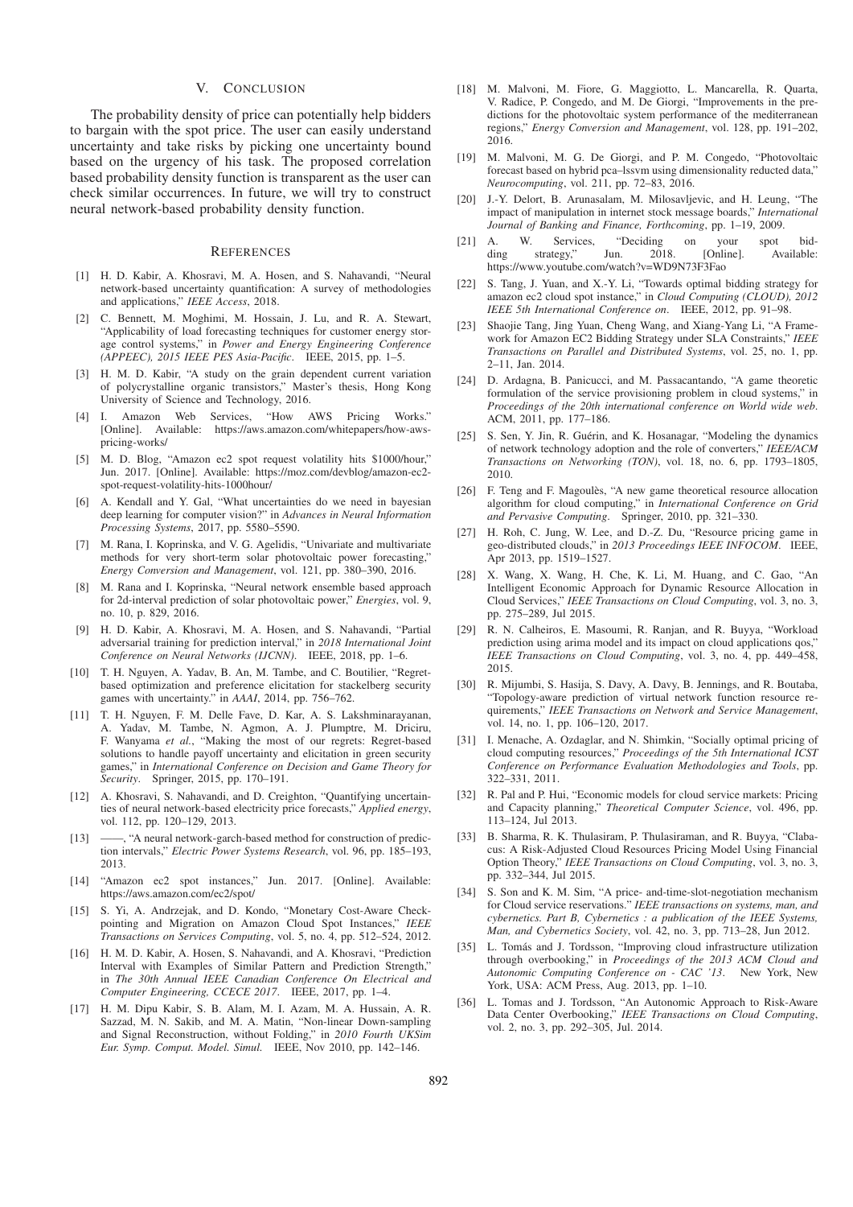## V. Conclusion

The probability density of price can potentially help bidders to bargain with the spot price. The user can easily understand uncertainty and take risks by picking one uncertainty bound based on the urgency of his task. The proposed correlation based probability density function is transparent as the user can check similar occurrences. In future, we will try to construct neural network-based probability density function.

## References

[1] H. D. Kabir, A. Khosravi, M. A. Hosen, and S. Nahavandi, "Neural network-based uncertainty quantification: A survey of methodologies and applications," *IEEE Access*, 2018.

[2] C. Bennett, M. Moghimi, M. Hossain, J. Lu, and R. A. Stewart, "Applicability of load forecasting techniques for customer energy storage control systems," in *Power and Energy Engineering Conference (APPEEC), 2015 IEEE PES Asia-Pacific*. IEEE, 2015, pp. 1–5.

[3] H. M. D. Kabir, "A study on the grain dependent current variation of polycrystalline organic transistors," Master's thesis, Hong Kong University of Science and Technology, 2016.

[4] I. Amazon Web Services, "How AWS Pricing Works." [Online]. Available: https://aws.amazon.com/whitepapers/how-aws-pricing-works/

[5] M. D. Blog, "Amazon ec2 spot request volatility hits $1000/hour," Jun. 2017. [Online]. Available: https://moz.com/devblog/amazon-ec2-spot-request-volatility-hits-1000hour/

[6] A. Kendall and Y. Gal, "What uncertainties do we need in bayesian deep learning for computer vision?" in *Advances in Neural Information Processing Systems*, 2017, pp. 5580–5590.

[7] M. Rana, I. Koprinska, and V. G. Agelidis, "Univariate and multivariate methods for very short-term solar photovoltaic power forecasting," *Energy Conversion and Management*, vol. 121, pp. 380–390, 2016.

[8] M. Rana and I. Koprinska, "Neural network ensemble based approach for 2d-interval prediction of solar photovoltaic power," *Energies*, vol. 9, no. 10, p. 829, 2016.

[9] H. D. Kabir, A. Khosravi, M. A. Hosen, and S. Nahavandi, "Partial adversarial training for prediction interval," in *2018 International Joint Conference on Neural Networks (IJCNN)*. IEEE, 2018, pp. 1–6.

[10] T. H. Nguyen, A. Yadav, B. An, M. Tambe, and C. Boutilier, "Regret-based optimization and preference elicitation for stackelberg security games with uncertainty." in *AAAI*, 2014, pp. 756–762.

[11] T. H. Nguyen, F. M. Delle Fave, D. Kar, A. S. Lakshminarayanan, A. Yadav, M. Tambe, N. Agmon, A. J. Plumptre, M. Driciru, F. Wanyama *et al.*, "Making the most of our regrets: Regret-based solutions to handle payoff uncertainty and elicitation in green security games," in *International Conference on Decision and Game Theory for Security*. Springer, 2015, pp. 170–191.

[12] A. Khosravi, S. Nahavandi, and D. Creighton, "Quantifying uncertainties of neural network-based electricity price forecasts," *Applied energy*, vol. 112, pp. 120–129, 2013.

[13] ——, "A neural network-garch-based method for construction of prediction intervals," *Electric Power Systems Research*, vol. 96, pp. 185–193, 2013.

[14] "Amazon ec2 spot instances," Jun. 2017. [Online]. Available: https://aws.amazon.com/ec2/spot/

[15] S. Yi, A. Andrzejak, and D. Kondo, "Monetary Cost-Aware Checkpointing and Migration on Amazon Cloud Spot Instances," *IEEE Transactions on Services Computing*, vol. 5, no. 4, pp. 512–524, 2012.

[16] H. M. D. Kabir, A. Hosen, S. Nahavandi, and A. Khosravi, "Prediction Interval with Examples of Similar Pattern and Prediction Strength," in *The 30th Annual IEEE Canadian Conference On Electrical and Computer Engineering, CCECE 2017*. IEEE, 2017, pp. 1–4.

[17] H. M. Dipu Kabir, S. B. Alam, M. I. Azam, M. A. Hussain, A. R. Sazzad, M. N. Sakib, and M. A. Matin, "Non-linear Down-sampling and Signal Reconstruction, without Folding," in *2010 Fourth UKSim Eur. Symp. Comput. Model. Simul.* IEEE, Nov 2010, pp. 142–146.

[18] M. Malvoni, M. Fiore, G. Maggiotto, L. Mancarella, R. Quarta, V. Radice, P. Congedo, and M. De Giorgi, "Improvements in the predictions for the photovoltaic system performance of the mediterranean regions," *Energy Conversion and Management*, vol. 128, pp. 191–202, 2016.

[19] M. Malvoni, M. G. De Giorgi, and P. M. Congedo, "Photovoltaic forecast based on hybrid pca–lssvm using dimensionality reducted data," *Neurocomputing*, vol. 211, pp. 72–83, 2016.

[20] J.-Y. Delort, B. Arunasalam, M. Milosavljevic, and H. Leung, "The impact of manipulation in internet stock message boards," *International Journal of Banking and Finance, Forthcoming*, pp. 1–19, 2009.

[21] A. W. Services, "Deciding on your spot bidding strategy," Jun. 2018. [Online]. Available: https://www.youtube.com/watch?v=WD9N73F3Fao

[22] S. Tang, J. Yuan, and X.-Y. Li, "Towards optimal bidding strategy for amazon ec2 cloud spot instance," in *Cloud Computing (CLOUD), 2012 IEEE 5th International Conference on*. IEEE, 2012, pp. 91–98.

[23] Shaojie Tang, Jing Yuan, Cheng Wang, and Xiang-Yang Li, "A Framework for Amazon EC2 Bidding Strategy under SLA Constraints," *IEEE Transactions on Parallel and Distributed Systems*, vol. 25, no. 1, pp. 2–11, Jan. 2014.

[24] D. Ardagna, B. Panicucci, and M. Passacantando, "A game theoretic formulation of the service provisioning problem in cloud systems," in *Proceedings of the 20th international conference on World wide web*. ACM, 2011, pp. 177–186.

[25] S. Sen, Y. Jin, R. Guérin, and K. Hosanagar, "Modeling the dynamics of network technology adoption and the role of converters," *IEEE/ACM Transactions on Networking (TON)*, vol. 18, no. 6, pp. 1793–1805, 2010.

[26] F. Teng and F. Magoulès, "A new game theoretical resource allocation algorithm for cloud computing," in *International Conference on Grid and Pervasive Computing*. Springer, 2010, pp. 321–330.

[27] H. Roh, C. Jung, W. Lee, and D.-Z. Du, "Resource pricing game in geo-distributed clouds," in *2013 Proceedings IEEE INFOCOM*. IEEE, Apr 2013, pp. 1519–1527.

[28] X. Wang, X. Wang, H. Che, K. Li, M. Huang, and C. Gao, "An Intelligent Economic Approach for Dynamic Resource Allocation in Cloud Services," *IEEE Transactions on Cloud Computing*, vol. 3, no. 3, pp. 275–289, Jul 2015.

[29] R. N. Calheiros, E. Masoumi, R. Ranjan, and R. Buyya, "Workload prediction using arima model and its impact on cloud applications qos," *IEEE Transactions on Cloud Computing*, vol. 3, no. 4, pp. 449–458, 2015.

[30] R. Mijumbi, S. Hasija, S. Davy, A. Davy, B. Jennings, and R. Boutaba, "Topology-aware prediction of virtual network function resource requirements," *IEEE Transactions on Network and Service Management*, vol. 14, no. 1, pp. 106–120, 2017.

[31] I. Menache, A. Ozdaglar, and N. Shimkin, "Socially optimal pricing of cloud computing resources," *Proceedings of the 5th International ICST Conference on Performance Evaluation Methodologies and Tools*, pp. 322–331, 2011.

[32] R. Pal and P. Hui, "Economic models for cloud service markets: Pricing and Capacity planning," *Theoretical Computer Science*, vol. 496, pp. 113–124, Jul 2013.

[33] B. Sharma, R. K. Thulasiram, P. Thulasiraman, and R. Buyya, "Clabacus: A Risk-Adjusted Cloud Resources Pricing Model Using Financial Option Theory," *IEEE Transactions on Cloud Computing*, vol. 3, no. 3, pp. 332–344, Jul 2015.

[34] S. Son and K. M. Sim, "A price- and-time-slot-negotiation mechanism for Cloud service reservations." *IEEE transactions on systems, man, and cybernetics. Part B, Cybernetics : a publication of the IEEE Systems, Man, and Cybernetics Society*, vol. 42, no. 3, pp. 713–28, Jun 2012.

[35] L. Tomás and J. Tordsson, "Improving cloud infrastructure utilization through overbooking," in *Proceedings of the 2013 ACM Cloud and Autonomic Computing Conference on - CAC '13*. New York, New York, USA: ACM Press, Aug. 2013, pp. 1–10.

[36] L. Tomas and J. Tordsson, "An Autonomic Approach to Risk-Aware Data Center Overbooking," *IEEE Transactions on Cloud Computing*, vol. 2, no. 3, pp. 292–305, Jul. 2014.